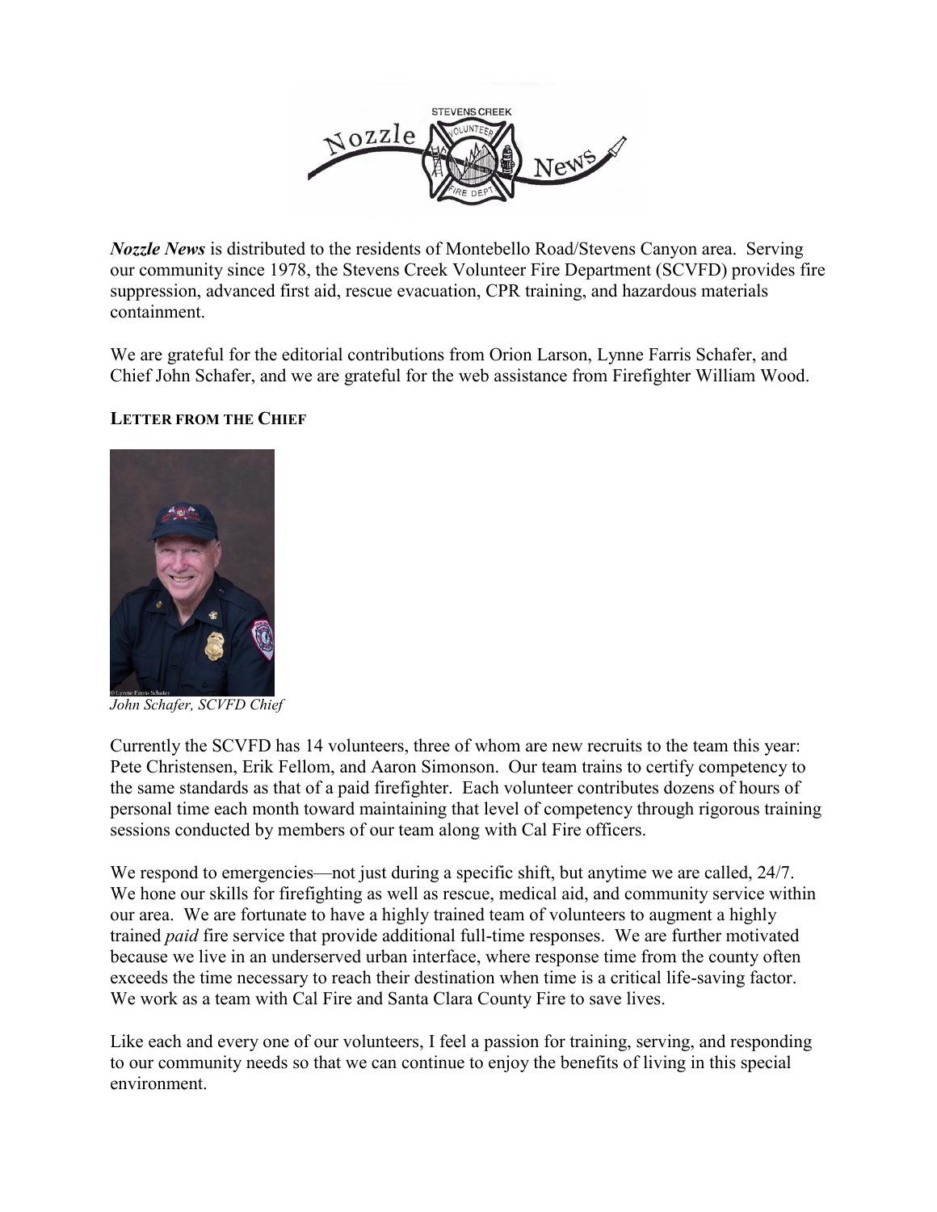*Nozzle News* is distributed to the residents of Montebello Road/Stevens Canyon area. Serving our community since 1978, the Stevens Creek Volunteer Fire Department (SCVFD) provides fire suppression, advanced first aid, rescue evacuation, CPR training, and hazardous materials containment.

We are grateful for the editorial contributions from Orion Larson, Lynne Farris Schafer, and Chief John Schafer, and we are grateful for the web assistance from Firefighter William Wood.

## LETTER FROM THE CHIEF

*John Schafer, SCVFD Chief*

Currently the SCVFD has 14 volunteers, three of whom are new recruits to the team this year: Pete Christensen, Erik Fellom, and Aaron Simonson. Our team trains to certify competency to the same standards as that of a paid firefighter. Each volunteer contributes dozens of hours of personal time each month toward maintaining that level of competency through rigorous training sessions conducted by members of our team along with Cal Fire officers.

We respond to emergencies—not just during a specific shift, but anytime we are called, 24/7. We hone our skills for firefighting as well as rescue, medical aid, and community service within our area. We are fortunate to have a highly trained team of volunteers to augment a highly trained *paid* fire service that provide additional full-time responses. We are further motivated because we live in an underserved urban interface, where response time from the county often exceeds the time necessary to reach their destination when time is a critical life-saving factor. We work as a team with Cal Fire and Santa Clara County Fire to save lives.

Like each and every one of our volunteers, I feel a passion for training, serving, and responding to our community needs so that we can continue to enjoy the benefits of living in this special environment.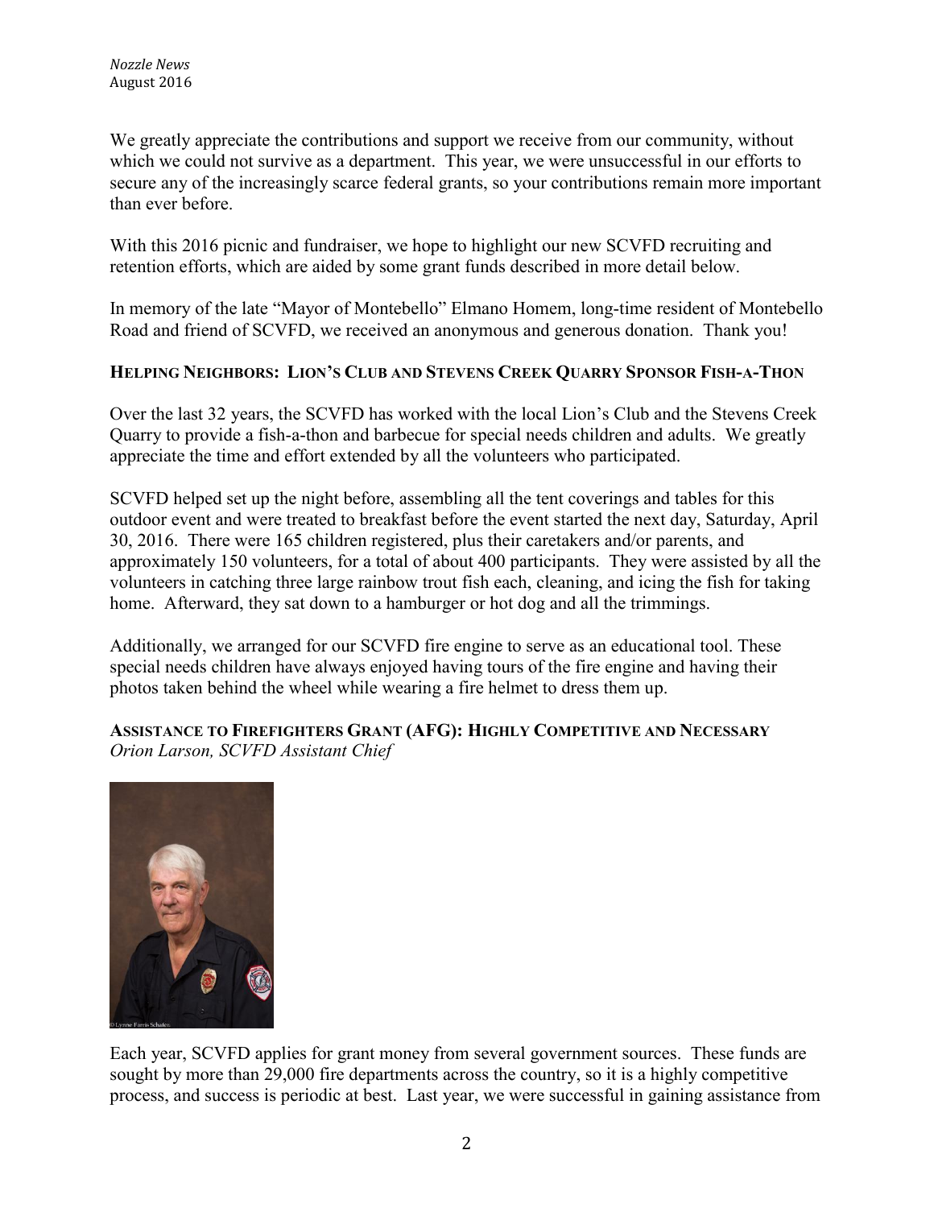We greatly appreciate the contributions and support we receive from our community, without which we could not survive as a department. This year, we were unsuccessful in our efforts to secure any of the increasingly scarce federal grants, so your contributions remain more important than ever before.

With this 2016 picnic and fundraiser, we hope to highlight our new SCVFD recruiting and retention efforts, which are aided by some grant funds described in more detail below.

In memory of the late "Mayor of Montebello" Elmano Homem, long-time resident of Montebello Road and friend of SCVFD, we received an anonymous and generous donation. Thank you!

### HELPING NEIGHBORS: LION'S CLUB AND STEVENS CREEK QUARRY SPONSOR FISH-A-THON

Over the last 32 years, the SCVFD has worked with the local Lion's Club and the Stevens Creek Quarry to provide a fish-a-thon and barbecue for special needs children and adults. We greatly appreciate the time and effort extended by all the volunteers who participated.

SCVFD helped set up the night before, assembling all the tent coverings and tables for this outdoor event and were treated to breakfast before the event started the next day, Saturday, April 30, 2016. There were 165 children registered, plus their caretakers and/or parents, and approximately 150 volunteers, for a total of about 400 participants. They were assisted by all the volunteers in catching three large rainbow trout fish each, cleaning, and icing the fish for taking home. Afterward, they sat down to a hamburger or hot dog and all the trimmings.

Additionally, we arranged for our SCVFD fire engine to serve as an educational tool. These special needs children have always enjoyed having tours of the fire engine and having their photos taken behind the wheel while wearing a fire helmet to dress them up.

### ASSISTANCE TO FIREFIGHTERS GRANT (AFG): HIGHLY COMPETITIVE AND NECESSARY

*Orion Larson, SCVFD Assistant Chief*

©Lynne Farris Schaten

Each year, SCVFD applies for grant money from several government sources. These funds are sought by more than 29,000 fire departments across the country, so it is a highly competitive process, and success is periodic at best. Last year, we were successful in gaining assistance from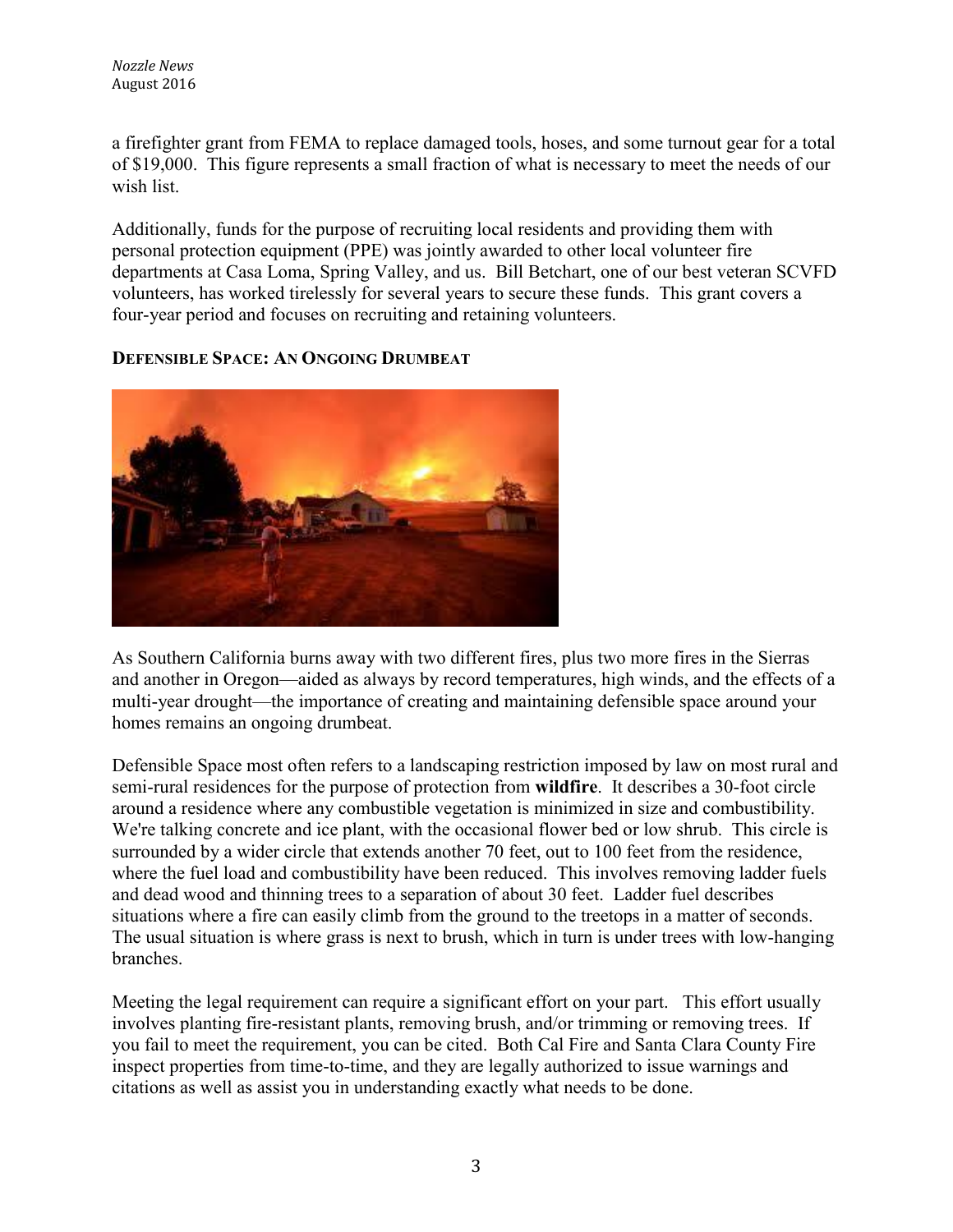a firefighter grant from FEMA to replace damaged tools, hoses, and some turnout gear for a total of $19,000. This figure represents a small fraction of what is necessary to meet the needs of our wish list.

Additionally, funds for the purpose of recruiting local residents and providing them with personal protection equipment (PPE) was jointly awarded to other local volunteer fire departments at Casa Loma, Spring Valley, and us. Bill Betchart, one of our best veteran SCVFD volunteers, has worked tirelessly for several years to secure these funds. This grant covers a four-year period and focuses on recruiting and retaining volunteers.

## Defensible Space: An Ongoing Drumbeat

As Southern California burns away with two different fires, plus two more fires in the Sierras and another in Oregon—aided as always by record temperatures, high winds, and the effects of a multi-year drought—the importance of creating and maintaining defensible space around your homes remains an ongoing drumbeat.

Defensible Space most often refers to a landscaping restriction imposed by law on most rural and semi-rural residences for the purpose of protection from **wildfire**. It describes a 30-foot circle around a residence where any combustible vegetation is minimized in size and combustibility. We're talking concrete and ice plant, with the occasional flower bed or low shrub. This circle is surrounded by a wider circle that extends another 70 feet, out to 100 feet from the residence, where the fuel load and combustibility have been reduced. This involves removing ladder fuels and dead wood and thinning trees to a separation of about 30 feet. Ladder fuel describes situations where a fire can easily climb from the ground to the treetops in a matter of seconds. The usual situation is where grass is next to brush, which in turn is under trees with low-hanging branches.

Meeting the legal requirement can require a significant effort on your part. This effort usually involves planting fire-resistant plants, removing brush, and/or trimming or removing trees. If you fail to meet the requirement, you can be cited. Both Cal Fire and Santa Clara County Fire inspect properties from time-to-time, and they are legally authorized to issue warnings and citations as well as assist you in understanding exactly what needs to be done.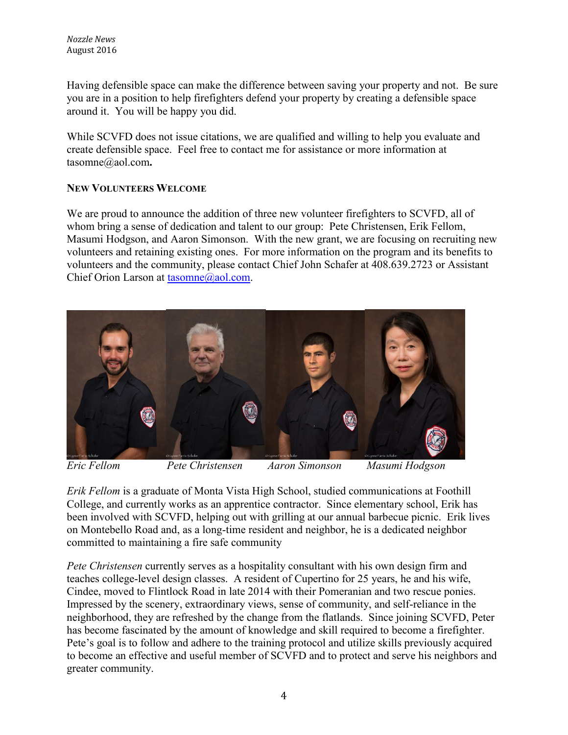Having defensible space can make the difference between saving your property and not. Be sure you are in a position to help firefighters defend your property by creating a defensible space around it. You will be happy you did.

While SCVFD does not issue citations, we are qualified and willing to help you evaluate and create defensible space. Feel free to contact me for assistance or more information at tasomne@aol.com**.**

### NEW VOLUNTEERS WELCOME

We are proud to announce the addition of three new volunteer firefighters to SCVFD, all of whom bring a sense of dedication and talent to our group: Pete Christensen, Erik Fellom, Masumi Hodgson, and Aaron Simonson. With the new grant, we are focusing on recruiting new volunteers and retaining existing ones. For more information on the program and its benefits to volunteers and the community, please contact Chief John Schafer at 408.639.2723 or Assistant Chief Orion Larson at tasomne@aol.com.

*Eric Fellom* *Pete Christensen* *Aaron Simonson* *Masumi Hodgson*

*Erik Fellom* is a graduate of Monta Vista High School, studied communications at Foothill College, and currently works as an apprentice contractor. Since elementary school, Erik has been involved with SCVFD, helping out with grilling at our annual barbecue picnic. Erik lives on Montebello Road and, as a long-time resident and neighbor, he is a dedicated neighbor committed to maintaining a fire safe community

*Pete Christensen* currently serves as a hospitality consultant with his own design firm and teaches college-level design classes. A resident of Cupertino for 25 years, he and his wife, Cindee, moved to Flintlock Road in late 2014 with their Pomeranian and two rescue ponies. Impressed by the scenery, extraordinary views, sense of community, and self-reliance in the neighborhood, they are refreshed by the change from the flatlands. Since joining SCVFD, Peter has become fascinated by the amount of knowledge and skill required to become a firefighter. Pete's goal is to follow and adhere to the training protocol and utilize skills previously acquired to become an effective and useful member of SCVFD and to protect and serve his neighbors and greater community.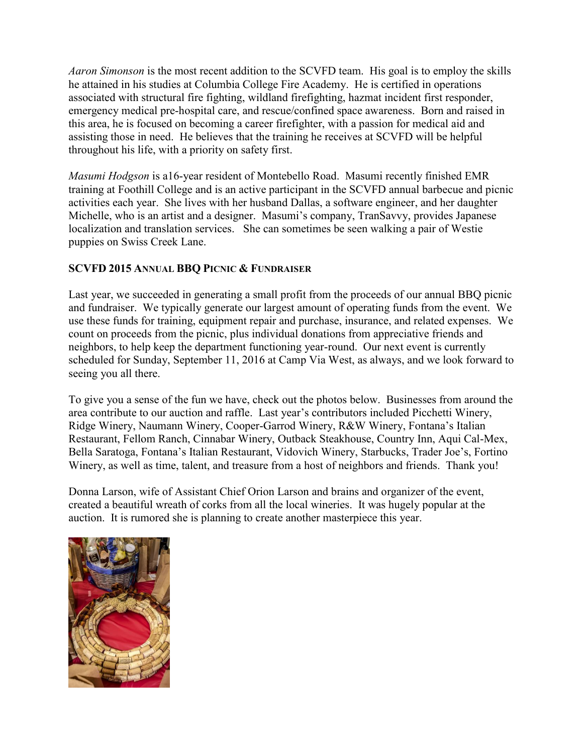*Aaron Simonson* is the most recent addition to the SCVFD team. His goal is to employ the skills he attained in his studies at Columbia College Fire Academy. He is certified in operations associated with structural fire fighting, wildland firefighting, hazmat incident first responder, emergency medical pre-hospital care, and rescue/confined space awareness. Born and raised in this area, he is focused on becoming a career firefighter, with a passion for medical aid and assisting those in need. He believes that the training he receives at SCVFD will be helpful throughout his life, with a priority on safety first.

*Masumi Hodgson* is a16-year resident of Montebello Road. Masumi recently finished EMR training at Foothill College and is an active participant in the SCVFD annual barbecue and picnic activities each year. She lives with her husband Dallas, a software engineer, and her daughter Michelle, who is an artist and a designer. Masumi's company, TranSavvy, provides Japanese localization and translation services. She can sometimes be seen walking a pair of Westie puppies on Swiss Creek Lane.

**SCVFD 2015 ANNUAL BBQ PICNIC & FUNDRAISER**

Last year, we succeeded in generating a small profit from the proceeds of our annual BBQ picnic and fundraiser. We typically generate our largest amount of operating funds from the event. We use these funds for training, equipment repair and purchase, insurance, and related expenses. We count on proceeds from the picnic, plus individual donations from appreciative friends and neighbors, to help keep the department functioning year-round. Our next event is currently scheduled for Sunday, September 11, 2016 at Camp Via West, as always, and we look forward to seeing you all there.

To give you a sense of the fun we have, check out the photos below. Businesses from around the area contribute to our auction and raffle. Last year's contributors included Picchetti Winery, Ridge Winery, Naumann Winery, Cooper-Garrod Winery, R&W Winery, Fontana's Italian Restaurant, Fellom Ranch, Cinnabar Winery, Outback Steakhouse, Country Inn, Aqui Cal-Mex, Bella Saratoga, Fontana's Italian Restaurant, Vidovich Winery, Starbucks, Trader Joe's, Fortino Winery, as well as time, talent, and treasure from a host of neighbors and friends. Thank you!

Donna Larson, wife of Assistant Chief Orion Larson and brains and organizer of the event, created a beautiful wreath of corks from all the local wineries. It was hugely popular at the auction. It is rumored she is planning to create another masterpiece this year.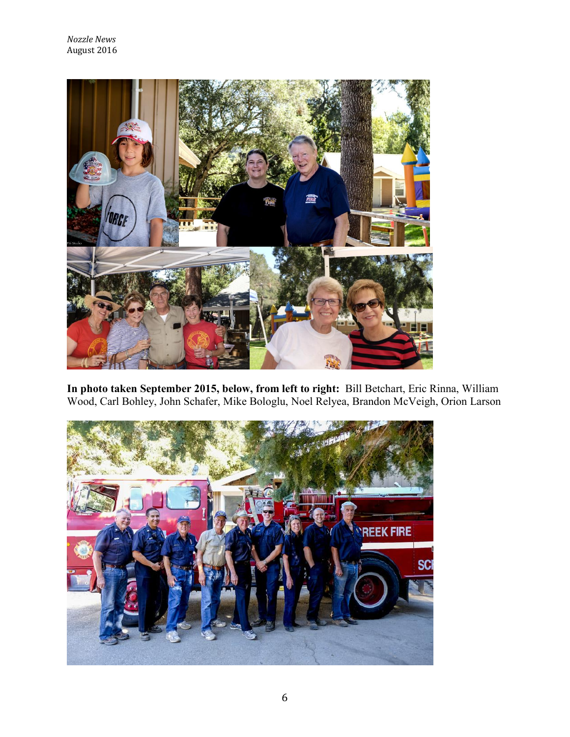**In photo taken September 2015, below, from left to right:** Bill Betchart, Eric Rinna, William Wood, Carl Bohley, John Schafer, Mike Bologlu, Noel Relyea, Brandon McVeigh, Orion Larson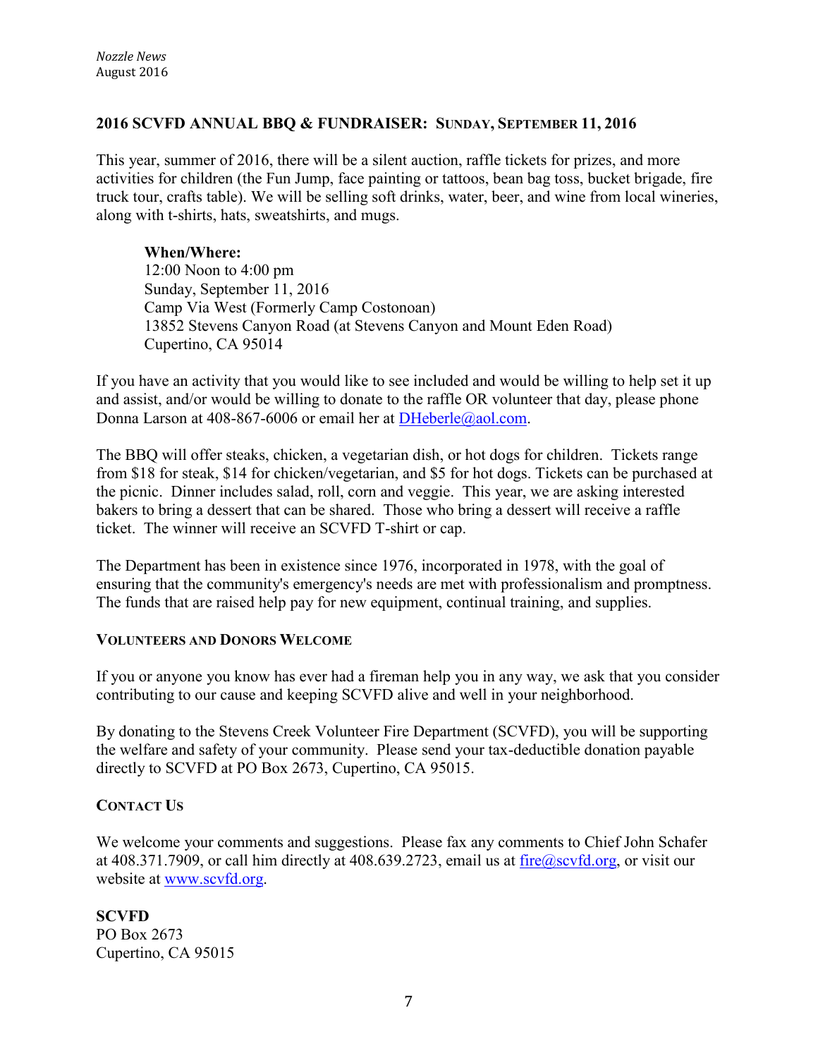## 2016 SCVFD ANNUAL BBQ & FUNDRAISER: SUNDAY, SEPTEMBER 11, 2016

This year, summer of 2016, there will be a silent auction, raffle tickets for prizes, and more activities for children (the Fun Jump, face painting or tattoos, bean bag toss, bucket brigade, fire truck tour, crafts table). We will be selling soft drinks, water, beer, and wine from local wineries, along with t-shirts, hats, sweatshirts, and mugs.

> **When/Where:**
> 12:00 Noon to 4:00 pm
> Sunday, September 11, 2016
> Camp Via West (Formerly Camp Costonoan)
> 13852 Stevens Canyon Road (at Stevens Canyon and Mount Eden Road)
> Cupertino, CA 95014

If you have an activity that you would like to see included and would be willing to help set it up and assist, and/or would be willing to donate to the raffle OR volunteer that day, please phone Donna Larson at 408-867-6006 or email her at DHeberle@aol.com.

The BBQ will offer steaks, chicken, a vegetarian dish, or hot dogs for children. Tickets range from $18 for steak, $14 for chicken/vegetarian, and $5 for hot dogs. Tickets can be purchased at the picnic. Dinner includes salad, roll, corn and veggie. This year, we are asking interested bakers to bring a dessert that can be shared. Those who bring a dessert will receive a raffle ticket. The winner will receive an SCVFD T-shirt or cap.

The Department has been in existence since 1976, incorporated in 1978, with the goal of ensuring that the community's emergency's needs are met with professionalism and promptness. The funds that are raised help pay for new equipment, continual training, and supplies.

### VOLUNTEERS AND DONORS WELCOME

If you or anyone you know has ever had a fireman help you in any way, we ask that you consider contributing to our cause and keeping SCVFD alive and well in your neighborhood.

By donating to the Stevens Creek Volunteer Fire Department (SCVFD), you will be supporting the welfare and safety of your community. Please send your tax-deductible donation payable directly to SCVFD at PO Box 2673, Cupertino, CA 95015.

### CONTACT US

We welcome your comments and suggestions. Please fax any comments to Chief John Schafer at 408.371.7909, or call him directly at 408.639.2723, email us at fire@scvfd.org, or visit our website at www.scvfd.org.

**SCVFD**
PO Box 2673
Cupertino, CA 95015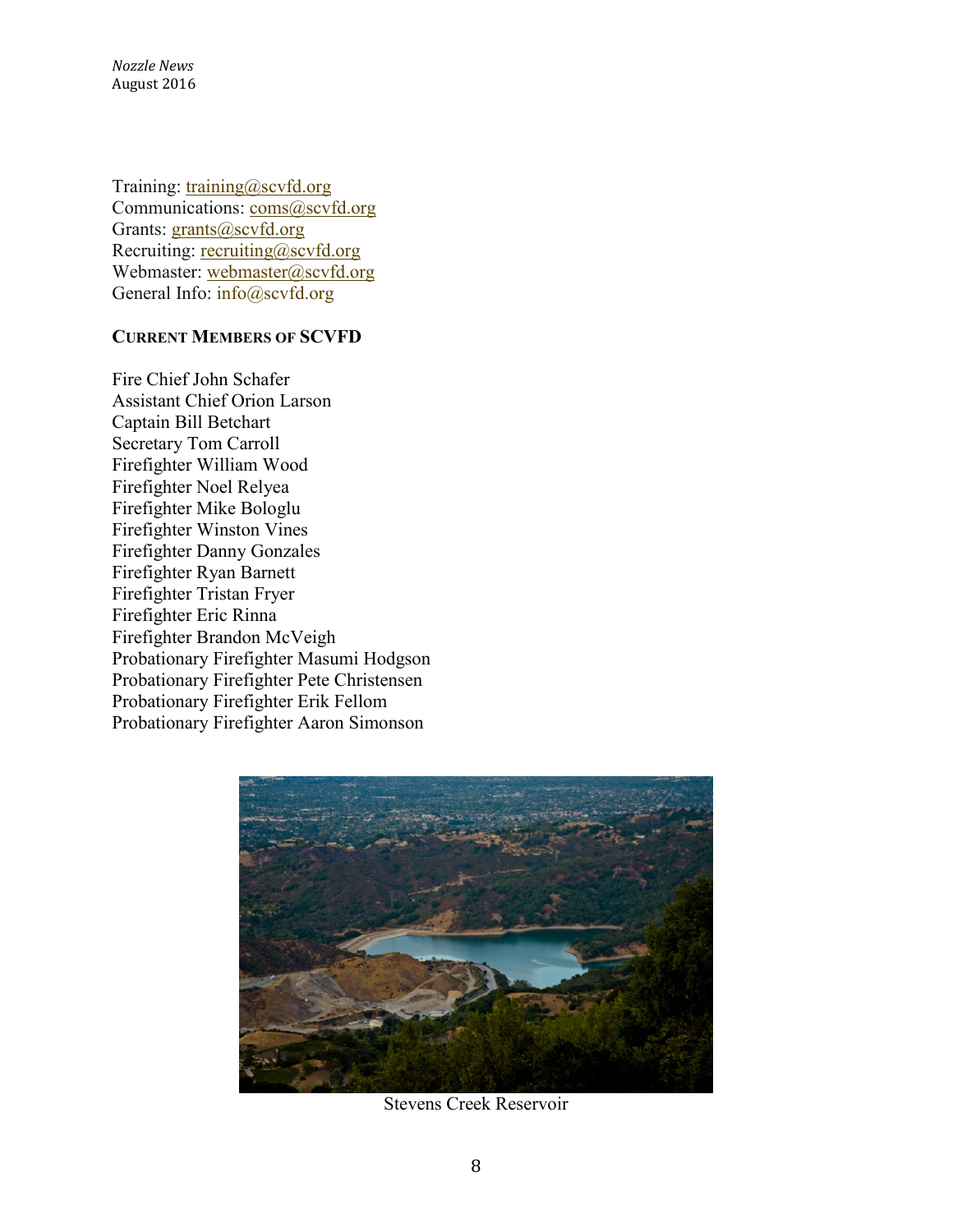Training: training@scvfd.org
Communications: coms@scvfd.org
Grants: grants@scvfd.org
Recruiting: recruiting@scvfd.org
Webmaster: webmaster@scvfd.org
General Info: info@scvfd.org

**CURRENT MEMBERS OF SCVFD**

Fire Chief John Schafer
Assistant Chief Orion Larson
Captain Bill Betchart
Secretary Tom Carroll
Firefighter William Wood
Firefighter Noel Relyea
Firefighter Mike Bologlu
Firefighter Winston Vines
Firefighter Danny Gonzales
Firefighter Ryan Barnett
Firefighter Tristan Fryer
Firefighter Eric Rinna
Firefighter Brandon McVeigh
Probationary Firefighter Masumi Hodgson
Probationary Firefighter Pete Christensen
Probationary Firefighter Erik Fellom
Probationary Firefighter Aaron Simonson

Stevens Creek Reservoir